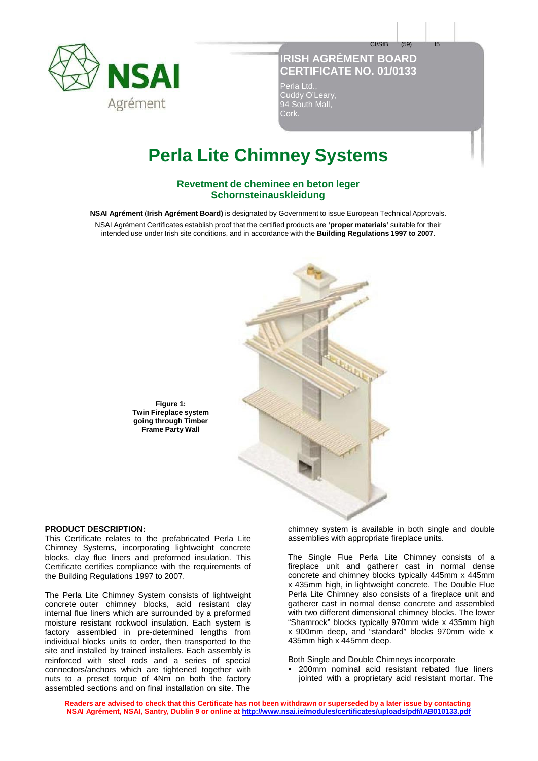CI/SfB (59) f5

# IRISH AGRÉMENT BOARD CERTIFICATE NO. 01/0133

Perla Ltd.,
Cuddy O'Leary,
94 South Mall,
Cork.

# Perla Lite Chimney Systems

## Revetment de cheminee en beton leger
## Schornsteinauskleidung

**NSAI Agrément** (**Irish Agrément Board)** is designated by Government to issue European Technical Approvals.

NSAI Agrément Certificates establish proof that the certified products are **'proper materials'** suitable for their intended use under Irish site conditions, and in accordance with the **Building Regulations 1997 to 2007**.

**Figure 1: Twin Fireplace system going through Timber Frame Party Wall**

**PRODUCT DESCRIPTION:**

This Certificate relates to the prefabricated Perla Lite Chimney Systems, incorporating lightweight concrete blocks, clay flue liners and preformed insulation. This Certificate certifies compliance with the requirements of the Building Regulations 1997 to 2007.

The Perla Lite Chimney System consists of lightweight concrete outer chimney blocks, acid resistant clay internal flue liners which are surrounded by a preformed moisture resistant rockwool insulation. Each system is factory assembled in pre-determined lengths from individual blocks units to order, then transported to the site and installed by trained installers. Each assembly is reinforced with steel rods and a series of special connectors/anchors which are tightened together with nuts to a preset torque of 4Nm on both the factory assembled sections and on final installation on site. The chimney system is available in both single and double assemblies with appropriate fireplace units.

The Single Flue Perla Lite Chimney consists of a fireplace unit and gatherer cast in normal dense concrete and chimney blocks typically 445mm x 445mm x 435mm high, in lightweight concrete. The Double Flue Perla Lite Chimney also consists of a fireplace unit and gatherer cast in normal dense concrete and assembled with two different dimensional chimney blocks. The lower "Shamrock" blocks typically 970mm wide x 435mm high x 900mm deep, and "standard" blocks 970mm wide x 435mm high x 445mm deep.

Both Single and Double Chimneys incorporate

- 200mm nominal acid resistant rebated flue liners jointed with a proprietary acid resistant mortar. The

**Readers are advised to check that this Certificate has not been withdrawn or superseded by a later issue by contacting NSAI Agrément, NSAI, Santry, Dublin 9 or online at http://www.nsai.ie/modules/certificates/uploads/pdf/IAB010133.pdf**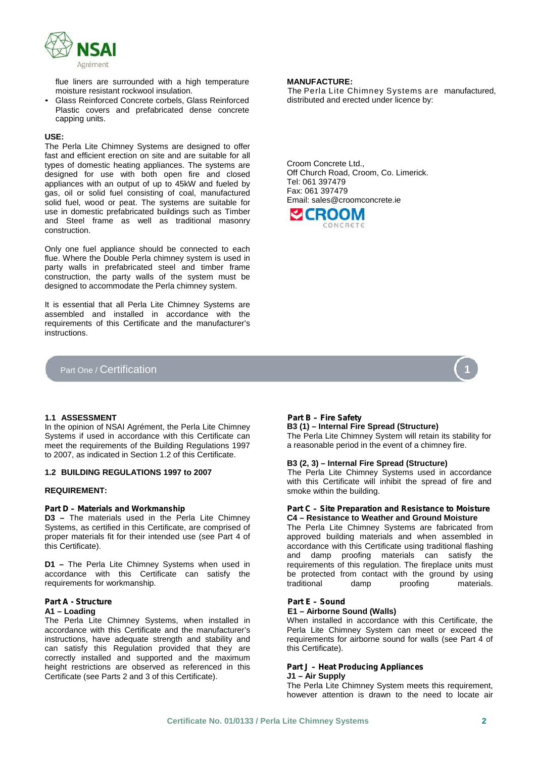flue liners are surrounded with a high temperature moisture resistant rockwool insulation.

- Glass Reinforced Concrete corbels, Glass Reinforced Plastic covers and prefabricated dense concrete capping units.

**USE:**

The Perla Lite Chimney Systems are designed to offer fast and efficient erection on site and are suitable for all types of domestic heating appliances. The systems are designed for use with both open fire and closed appliances with an output of up to 45kW and fueled by gas, oil or solid fuel consisting of coal, manufactured solid fuel, wood or peat. The systems are suitable for use in domestic prefabricated buildings such as Timber and Steel frame as well as traditional masonry construction.

Only one fuel appliance should be connected to each flue. Where the Double Perla chimney system is used in party walls in prefabricated steel and timber frame construction, the party walls of the system must be designed to accommodate the Perla chimney system.

It is essential that all Perla Lite Chimney Systems are assembled and installed in accordance with the requirements of this Certificate and the manufacturer's instructions.

**MANUFACTURE:**

The Perla Lite Chimney Systems are manufactured, distributed and erected under licence by:

Croom Concrete Ltd.,
Off Church Road, Croom, Co. Limerick.
Tel: 061 397479
Fax: 061 397479
Email: sales@croomconcrete.ie

## Part One / Certification

### 1.1 ASSESSMENT

In the opinion of NSAI Agrément, the Perla Lite Chimney Systems if used in accordance with this Certificate can meet the requirements of the Building Regulations 1997 to 2007, as indicated in Section 1.2 of this Certificate.

### 1.2 BUILDING REGULATIONS 1997 to 2007

**REQUIREMENT:**

**Part D – Materials and Workmanship**

**D3 –** The materials used in the Perla Lite Chimney Systems, as certified in this Certificate, are comprised of proper materials fit for their intended use (see Part 4 of this Certificate).

**D1 –** The Perla Lite Chimney Systems when used in accordance with this Certificate can satisfy the requirements for workmanship.

**Part A - Structure**

**A1 – Loading**

The Perla Lite Chimney Systems, when installed in accordance with this Certificate and the manufacturer's instructions, have adequate strength and stability and can satisfy this Regulation provided that they are correctly installed and supported and the maximum height restrictions are observed as referenced in this Certificate (see Parts 2 and 3 of this Certificate).

**Part B – Fire Safety**

**B3 (1) – Internal Fire Spread (Structure)**

The Perla Lite Chimney System will retain its stability for a reasonable period in the event of a chimney fire.

**B3 (2, 3) – Internal Fire Spread (Structure)**

The Perla Lite Chimney Systems used in accordance with this Certificate will inhibit the spread of fire and smoke within the building.

**Part C – Site Preparation and Resistance to Moisture**

**C4 – Resistance to Weather and Ground Moisture**

The Perla Lite Chimney Systems are fabricated from approved building materials and when assembled in accordance with this Certificate using traditional flashing and damp proofing materials can satisfy the requirements of this regulation. The fireplace units must be protected from contact with the ground by using traditional damp proofing materials.

**Part E – Sound**

**E1 – Airborne Sound (Walls)**

When installed in accordance with this Certificate, the Perla Lite Chimney System can meet or exceed the requirements for airborne sound for walls (see Part 4 of this Certificate).

**Part J – Heat Producing Appliances**

**J1 – Air Supply**

The Perla Lite Chimney System meets this requirement, however attention is drawn to the need to locate air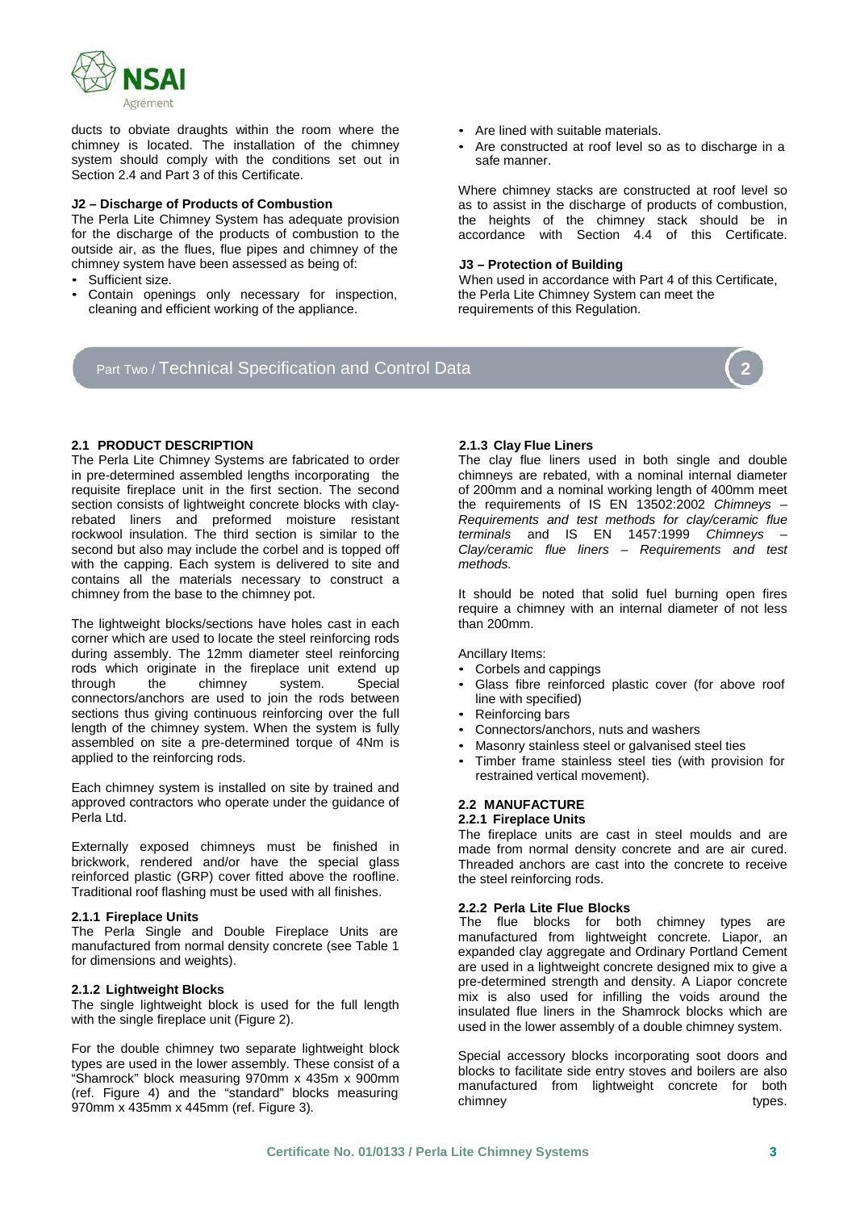ducts to obviate draughts within the room where the chimney is located. The installation of the chimney system should comply with the conditions set out in Section 2.4 and Part 3 of this Certificate.

**J2 – Discharge of Products of Combustion**

The Perla Lite Chimney System has adequate provision for the discharge of the products of combustion to the outside air, as the flues, flue pipes and chimney of the chimney system have been assessed as being of:

- Sufficient size.
- Contain openings only necessary for inspection, cleaning and efficient working of the appliance.
- Are lined with suitable materials.
- Are constructed at roof level so as to discharge in a safe manner.

Where chimney stacks are constructed at roof level so as to assist in the discharge of products of combustion, the heights of the chimney stack should be in accordance with Section 4.4 of this Certificate.

**J3 – Protection of Building**

When used in accordance with Part 4 of this Certificate, the Perla Lite Chimney System can meet the requirements of this Regulation.

## Part Two / Technical Specification and Control Data 2

### 2.1 PRODUCT DESCRIPTION

The Perla Lite Chimney Systems are fabricated to order in pre-determined assembled lengths incorporating the requisite fireplace unit in the first section. The second section consists of lightweight concrete blocks with clay-rebated liners and preformed moisture resistant rockwool insulation. The third section is similar to the second but also may include the corbel and is topped off with the capping. Each system is delivered to site and contains all the materials necessary to construct a chimney from the base to the chimney pot.

The lightweight blocks/sections have holes cast in each corner which are used to locate the steel reinforcing rods during assembly. The 12mm diameter steel reinforcing rods which originate in the fireplace unit extend up through the chimney system. Special connectors/anchors are used to join the rods between sections thus giving continuous reinforcing over the full length of the chimney system. When the system is fully assembled on site a pre-determined torque of 4Nm is applied to the reinforcing rods.

Each chimney system is installed on site by trained and approved contractors who operate under the guidance of Perla Ltd.

Externally exposed chimneys must be finished in brickwork, rendered and/or have the special glass reinforced plastic (GRP) cover fitted above the roofline. Traditional roof flashing must be used with all finishes.

#### 2.1.1 Fireplace Units

The Perla Single and Double Fireplace Units are manufactured from normal density concrete (see Table 1 for dimensions and weights).

#### 2.1.2 Lightweight Blocks

The single lightweight block is used for the full length with the single fireplace unit (Figure 2).

For the double chimney two separate lightweight block types are used in the lower assembly. These consist of a "Shamrock" block measuring 970mm x 435m x 900mm (ref. Figure 4) and the "standard" blocks measuring 970mm x 435mm x 445mm (ref. Figure 3).

#### 2.1.3 Clay Flue Liners

The clay flue liners used in both single and double chimneys are rebated, with a nominal internal diameter of 200mm and a nominal working length of 400mm meet the requirements of IS EN 13502:2002 *Chimneys – Requirements and test methods for clay/ceramic flue terminals* and IS EN 1457:1999 *Chimneys – Clay/ceramic flue liners – Requirements and test methods.*

It should be noted that solid fuel burning open fires require a chimney with an internal diameter of not less than 200mm.

Ancillary Items:

- Corbels and cappings
- Glass fibre reinforced plastic cover (for above roof line with specified)
- Reinforcing bars
- Connectors/anchors, nuts and washers
- Masonry stainless steel or galvanised steel ties
- Timber frame stainless steel ties (with provision for restrained vertical movement).

### 2.2 MANUFACTURE

#### 2.2.1 Fireplace Units

The fireplace units are cast in steel moulds and are made from normal density concrete and are air cured. Threaded anchors are cast into the concrete to receive the steel reinforcing rods.

#### 2.2.2 Perla Lite Flue Blocks

The flue blocks for both chimney types are manufactured from lightweight concrete. Liapor, an expanded clay aggregate and Ordinary Portland Cement are used in a lightweight concrete designed mix to give a pre-determined strength and density. A Liapor concrete mix is also used for infilling the voids around the insulated flue liners in the Shamrock blocks which are used in the lower assembly of a double chimney system.

Special accessory blocks incorporating soot doors and blocks to facilitate side entry stoves and boilers are also manufactured from lightweight concrete for both chimney types.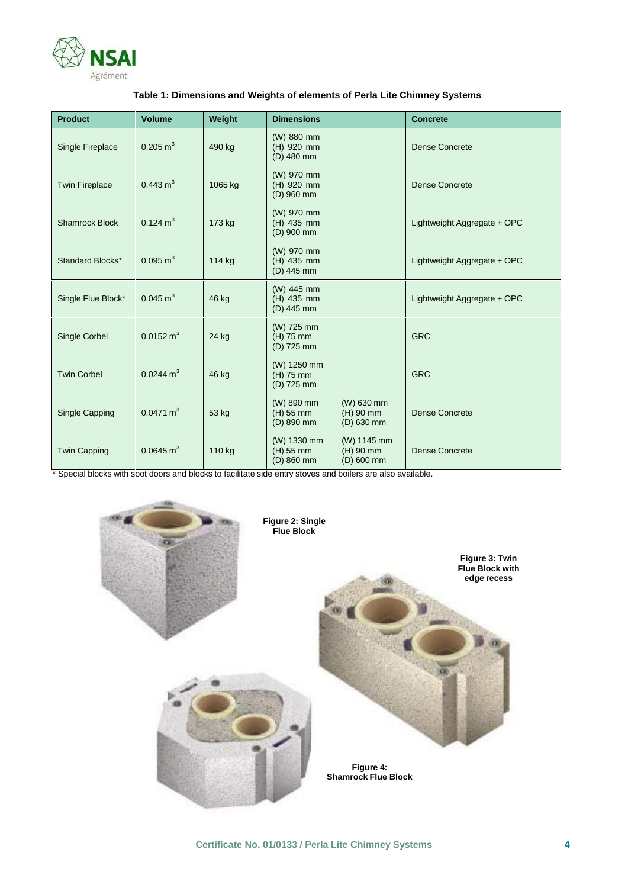**Table 1: Dimensions and Weights of elements of Perla Lite Chimney Systems**

| Product | Volume | Weight | Dimensions | | Concrete |
|---|---|---|---|---|---|
| Single Fireplace | 0.205 $m^3$ | 490 kg | (W) 880 mm<br>(H) 920 mm<br>(D) 480 mm | | Dense Concrete |
| Twin Fireplace | 0.443 $m^3$ | 1065 kg | (W) 970 mm<br>(H) 920 mm<br>(D) 960 mm | | Dense Concrete |
| Shamrock Block | 0.124 $m^3$ | 173 kg | (W) 970 mm<br>(H) 435 mm<br>(D) 900 mm | | Lightweight Aggregate + OPC |
| Standard Blocks* | 0.095 $m^3$ | 114 kg | (W) 970 mm<br>(H) 435 mm<br>(D) 445 mm | | Lightweight Aggregate + OPC |
| Single Flue Block* | 0.045 $m^3$ | 46 kg | (W) 445 mm<br>(H) 435 mm<br>(D) 445 mm | | Lightweight Aggregate + OPC |
| Single Corbel | 0.0152 $m^3$ | 24 kg | (W) 725 mm<br>(H) 75 mm<br>(D) 725 mm | | GRC |
| Twin Corbel | 0.0244 $m^3$ | 46 kg | (W) 1250 mm<br>(H) 75 mm<br>(D) 725 mm | | GRC |
| Single Capping | 0.0471 $m^3$ | 53 kg | (W) 890 mm<br>(H) 55 mm<br>(D) 890 mm | (W) 630 mm<br>(H) 90 mm<br>(D) 630 mm | Dense Concrete |
| Twin Capping | 0.0645 $m^3$ | 110 kg | (W) 1330 mm<br>(H) 55 mm<br>(D) 860 mm | (W) 1145 mm<br>(H) 90 mm<br>(D) 600 mm | Dense Concrete |

\* Special blocks with soot doors and blocks to facilitate side entry stoves and boilers are also available.

**Figure 2: Single Flue Block**

**Figure 3: Twin Flue Block with edge recess**

**Figure 4: Shamrock Flue Block**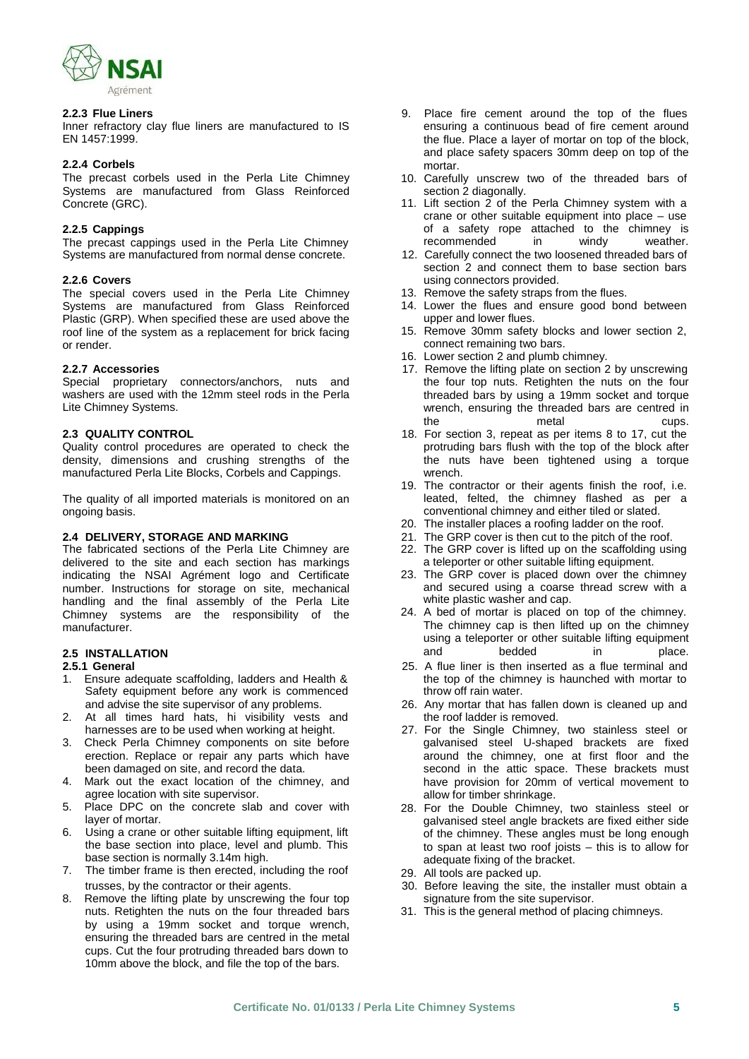### 2.2.3 Flue Liners

Inner refractory clay flue liners are manufactured to IS EN 1457:1999.

### 2.2.4 Corbels

The precast corbels used in the Perla Lite Chimney Systems are manufactured from Glass Reinforced Concrete (GRC).

### 2.2.5 Cappings

The precast cappings used in the Perla Lite Chimney Systems are manufactured from normal dense concrete.

### 2.2.6 Covers

The special covers used in the Perla Lite Chimney Systems are manufactured from Glass Reinforced Plastic (GRP). When specified these are used above the roof line of the system as a replacement for brick facing or render.

### 2.2.7 Accessories

Special proprietary connectors/anchors, nuts and washers are used with the 12mm steel rods in the Perla Lite Chimney Systems.

## 2.3 QUALITY CONTROL

Quality control procedures are operated to check the density, dimensions and crushing strengths of the manufactured Perla Lite Blocks, Corbels and Cappings.

The quality of all imported materials is monitored on an ongoing basis.

## 2.4 DELIVERY, STORAGE AND MARKING

The fabricated sections of the Perla Lite Chimney are delivered to the site and each section has markings indicating the NSAI Agrément logo and Certificate number. Instructions for storage on site, mechanical handling and the final assembly of the Perla Lite Chimney systems are the responsibility of the manufacturer.

## 2.5 INSTALLATION

### 2.5.1 General

1. Ensure adequate scaffolding, ladders and Health & Safety equipment before any work is commenced and advise the site supervisor of any problems.
2. At all times hard hats, hi visibility vests and harnesses are to be used when working at height.
3. Check Perla Chimney components on site before erection. Replace or repair any parts which have been damaged on site, and record the data.
4. Mark out the exact location of the chimney, and agree location with site supervisor.
5. Place DPC on the concrete slab and cover with layer of mortar.
6. Using a crane or other suitable lifting equipment, lift the base section into place, level and plumb. This base section is normally 3.14m high.
7. The timber frame is then erected, including the roof trusses, by the contractor or their agents.
8. Remove the lifting plate by unscrewing the four top nuts. Retighten the nuts on the four threaded bars by using a 19mm socket and torque wrench, ensuring the threaded bars are centred in the metal cups. Cut the four protruding threaded bars down to 10mm above the block, and file the top of the bars.
9. Place fire cement around the top of the flues ensuring a continuous bead of fire cement around the flue. Place a layer of mortar on top of the block, and place safety spacers 30mm deep on top of the mortar.
10. Carefully unscrew two of the threaded bars of section 2 diagonally.
11. Lift section 2 of the Perla Chimney system with a crane or other suitable equipment into place – use of a safety rope attached to the chimney is recommended in windy weather.
12. Carefully connect the two loosened threaded bars of section 2 and connect them to base section bars using connectors provided.
13. Remove the safety straps from the flues.
14. Lower the flues and ensure good bond between upper and lower flues.
15. Remove 30mm safety blocks and lower section 2, connect remaining two bars.
16. Lower section 2 and plumb chimney.
17. Remove the lifting plate on section 2 by unscrewing the four top nuts. Retighten the nuts on the four threaded bars by using a 19mm socket and torque wrench, ensuring the threaded bars are centred in the metal cups.
18. For section 3, repeat as per items 8 to 17, cut the protruding bars flush with the top of the block after the nuts have been tightened using a torque wrench.
19. The contractor or their agents finish the roof, i.e. leated, felted, the chimney flashed as per a conventional chimney and either tiled or slated.
20. The installer places a roofing ladder on the roof.
21. The GRP cover is then cut to the pitch of the roof.
22. The GRP cover is lifted up on the scaffolding using a teleporter or other suitable lifting equipment.
23. The GRP cover is placed down over the chimney and secured using a coarse thread screw with a white plastic washer and cap.
24. A bed of mortar is placed on top of the chimney. The chimney cap is then lifted up on the chimney using a teleporter or other suitable lifting equipment and bedded in place.
25. A flue liner is then inserted as a flue terminal and the top of the chimney is haunched with mortar to throw off rain water.
26. Any mortar that has fallen down is cleaned up and the roof ladder is removed.
27. For the Single Chimney, two stainless steel or galvanised steel U-shaped brackets are fixed around the chimney, one at first floor and the second in the attic space. These brackets must have provision for 20mm of vertical movement to allow for timber shrinkage.
28. For the Double Chimney, two stainless steel or galvanised steel angle brackets are fixed either side of the chimney. These angles must be long enough to span at least two roof joists – this is to allow for adequate fixing of the bracket.
29. All tools are packed up.
30. Before leaving the site, the installer must obtain a signature from the site supervisor.
31. This is the general method of placing chimneys.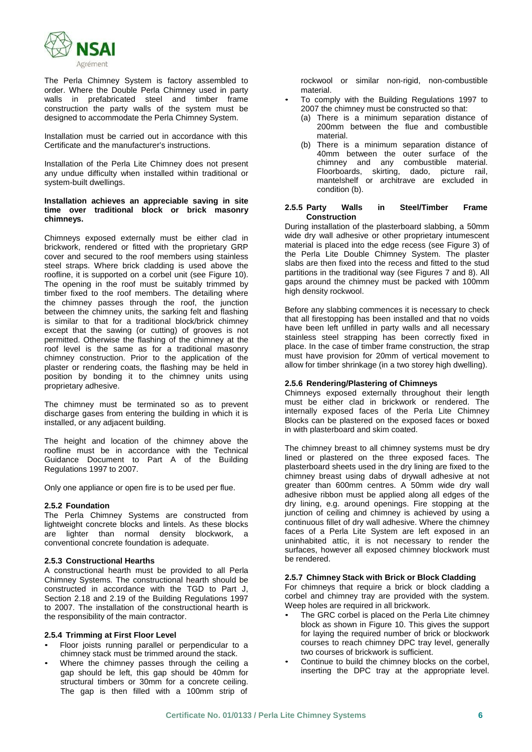The Perla Chimney System is factory assembled to order. Where the Double Perla Chimney used in party walls in prefabricated steel and timber frame construction the party walls of the system must be designed to accommodate the Perla Chimney System.

Installation must be carried out in accordance with this Certificate and the manufacturer's instructions.

Installation of the Perla Lite Chimney does not present any undue difficulty when installed within traditional or system-built dwellings.

**Installation achieves an appreciable saving in site time over traditional block or brick masonry chimneys.**

Chimneys exposed externally must be either clad in brickwork, rendered or fitted with the proprietary GRP cover and secured to the roof members using stainless steel straps. Where brick cladding is used above the roofline, it is supported on a corbel unit (see Figure 10). The opening in the roof must be suitably trimmed by timber fixed to the roof members. The detailing where the chimney passes through the roof, the junction between the chimney units, the sarking felt and flashing is similar to that for a traditional block/brick chimney except that the sawing (or cutting) of grooves is not permitted. Otherwise the flashing of the chimney at the roof level is the same as for a traditional masonry chimney construction. Prior to the application of the plaster or rendering coats, the flashing may be held in position by bonding it to the chimney units using proprietary adhesive.

The chimney must be terminated so as to prevent discharge gases from entering the building in which it is installed, or any adjacent building.

The height and location of the chimney above the roofline must be in accordance with the Technical Guidance Document to Part A of the Building Regulations 1997 to 2007.

Only one appliance or open fire is to be used per flue.

### 2.5.2 Foundation

The Perla Chimney Systems are constructed from lightweight concrete blocks and lintels. As these blocks are lighter than normal density blockwork, a conventional concrete foundation is adequate.

### 2.5.3 Constructional Hearths

A constructional hearth must be provided to all Perla Chimney Systems. The constructional hearth should be constructed in accordance with the TGD to Part J, Section 2.18 and 2.19 of the Building Regulations 1997 to 2007. The installation of the constructional hearth is the responsibility of the main contractor.

### 2.5.4 Trimming at First Floor Level

- Floor joists running parallel or perpendicular to a chimney stack must be trimmed around the stack.
- Where the chimney passes through the ceiling a gap should be left, this gap should be 40mm for structural timbers or 30mm for a concrete ceiling. The gap is then filled with a 100mm strip of rockwool or similar non-rigid, non-combustible material.
- To comply with the Building Regulations 1997 to 2007 the chimney must be constructed so that:
  (a) There is a minimum separation distance of 200mm between the flue and combustible material.
  (b) There is a minimum separation distance of 40mm between the outer surface of the chimney and any combustible material. Floorboards, skirting, dado, picture rail, mantelshelf or architrave are excluded in condition (b).

### 2.5.5 Party Walls in Steel/Timber Frame Construction

During installation of the plasterboard slabbing, a 50mm wide dry wall adhesive or other proprietary intumescent material is placed into the edge recess (see Figure 3) of the Perla Lite Double Chimney System. The plaster slabs are then fixed into the recess and fitted to the stud partitions in the traditional way (see Figures 7 and 8). All gaps around the chimney must be packed with 100mm high density rockwool.

Before any slabbing commences it is necessary to check that all firestopping has been installed and that no voids have been left unfilled in party walls and all necessary stainless steel strapping has been correctly fixed in place. In the case of timber frame construction, the strap must have provision for 20mm of vertical movement to allow for timber shrinkage (in a two storey high dwelling).

### 2.5.6 Rendering/Plastering of Chimneys

Chimneys exposed externally throughout their length must be either clad in brickwork or rendered. The internally exposed faces of the Perla Lite Chimney Blocks can be plastered on the exposed faces or boxed in with plasterboard and skim coated.

The chimney breast to all chimney systems must be dry lined or plastered on the three exposed faces. The plasterboard sheets used in the dry lining are fixed to the chimney breast using dabs of drywall adhesive at not greater than 600mm centres. A 50mm wide dry wall adhesive ribbon must be applied along all edges of the dry lining, e.g. around openings. Fire stopping at the junction of ceiling and chimney is achieved by using a continuous fillet of dry wall adhesive. Where the chimney faces of a Perla Lite System are left exposed in an uninhabited attic, it is not necessary to render the surfaces, however all exposed chimney blockwork must be rendered.

### 2.5.7 Chimney Stack with Brick or Block Cladding

For chimneys that require a brick or block cladding a corbel and chimney tray are provided with the system. Weep holes are required in all brickwork.

- The GRC corbel is placed on the Perla Lite chimney block as shown in Figure 10. This gives the support for laying the required number of brick or blockwork courses to reach chimney DPC tray level, generally two courses of brickwork is sufficient.
- Continue to build the chimney blocks on the corbel, inserting the DPC tray at the appropriate level.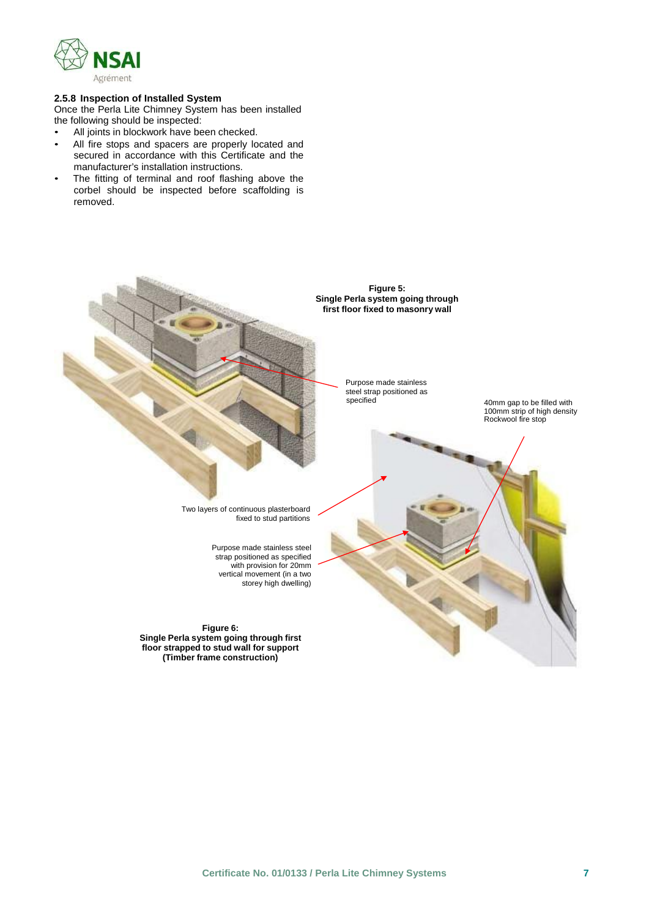### 2.5.8 Inspection of Installed System

Once the Perla Lite Chimney System has been installed the following should be inspected:

- All joints in blockwork have been checked.
- All fire stops and spacers are properly located and secured in accordance with this Certificate and the manufacturer's installation instructions.
- The fitting of terminal and roof flashing above the corbel should be inspected before scaffolding is removed.

**Figure 5: Single Perla system going through first floor fixed to masonry wall**

Purpose made stainless steel strap positioned as specified

40mm gap to be filled with 100mm strip of high density Rockwool fire stop

Two layers of continuous plasterboard fixed to stud partitions

Purpose made stainless steel strap positioned as specified with provision for 20mm vertical movement (in a two storey high dwelling)

**Figure 6: Single Perla system going through first floor strapped to stud wall for support (Timber frame construction)**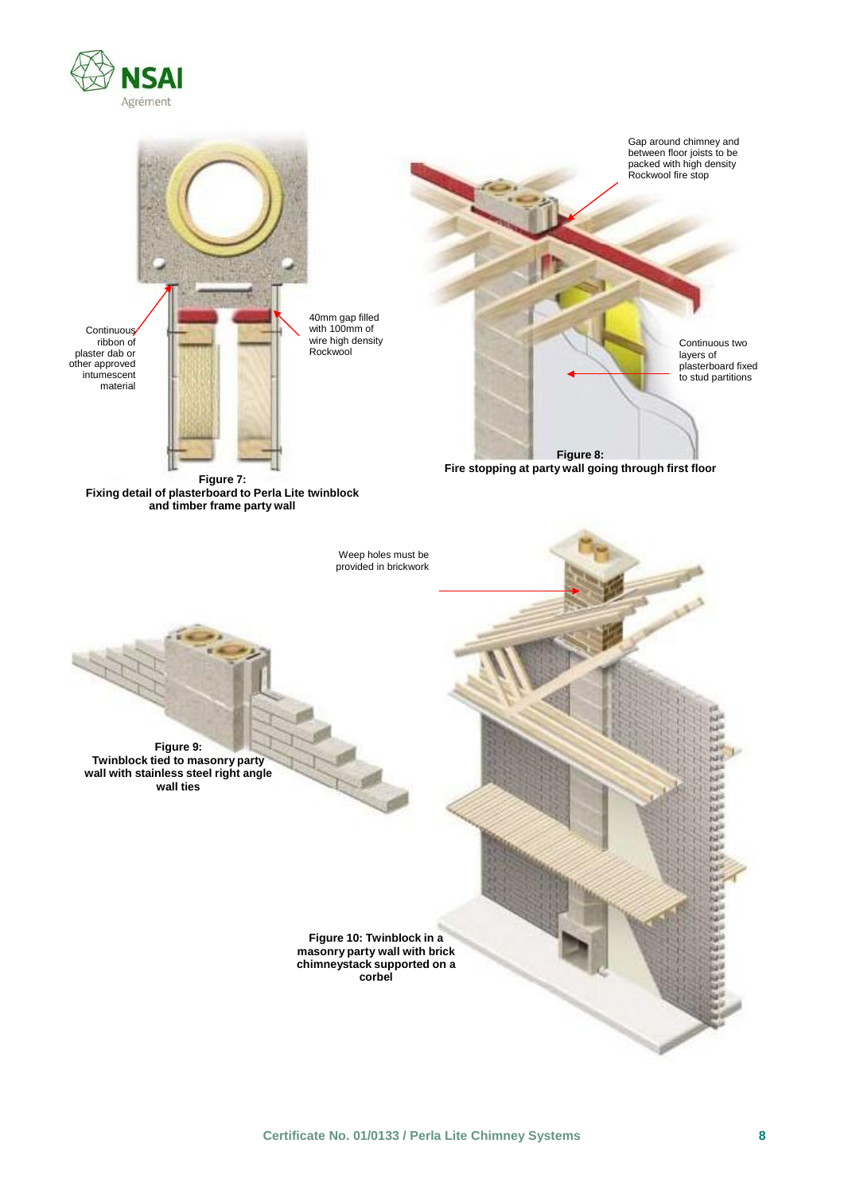Continuous ribbon of plaster dab or other approved intumescent material

40mm gap filled with 100mm of wire high density Rockwool

**Figure 7: Fixing detail of plasterboard to Perla Lite twinblock and timber frame party wall**

Gap around chimney and between floor joists to be packed with high density Rockwool fire stop

Continuous two layers of plasterboard fixed to stud partitions

**Figure 8: Fire stopping at party wall going through first floor**

Weep holes must be provided in brickwork

**Figure 9: Twinblock tied to masonry party wall with stainless steel right angle wall ties**

**Figure 10: Twinblock in a masonry party wall with brick chimneystack supported on a corbel**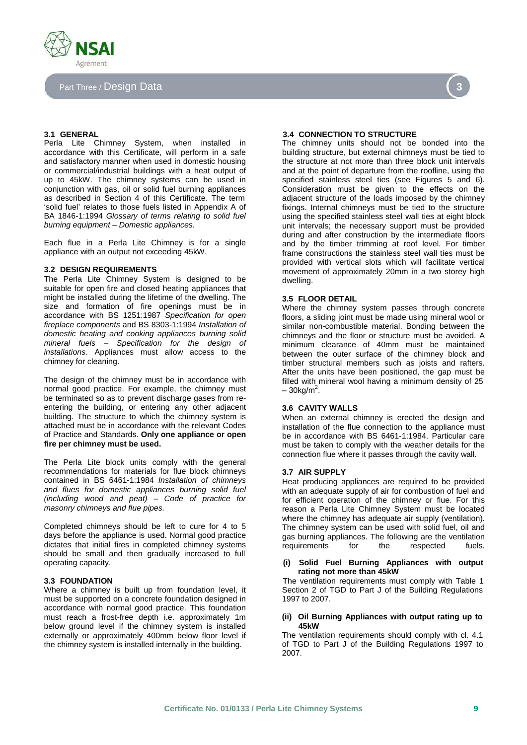# Part Three / Design Data

### 3.1 GENERAL

Perla Lite Chimney System, when installed in accordance with this Certificate, will perform in a safe and satisfactory manner when used in domestic housing or commercial/industrial buildings with a heat output of up to 45kW. The chimney systems can be used in conjunction with gas, oil or solid fuel burning appliances as described in Section 4 of this Certificate. The term 'solid fuel' relates to those fuels listed in Appendix A of BA 1846-1:1994 *Glossary of terms relating to solid fuel burning equipment – Domestic appliances.*

Each flue in a Perla Lite Chimney is for a single appliance with an output not exceeding 45kW.

### 3.2 DESIGN REQUIREMENTS

The Perla Lite Chimney System is designed to be suitable for open fire and closed heating appliances that might be installed during the lifetime of the dwelling. The size and formation of fire openings must be in accordance with BS 1251:1987 *Specification for open fireplace components* and BS 8303-1:1994 *Installation of domestic heating and cooking appliances burning solid mineral fuels – Specification for the design of installations*. Appliances must allow access to the chimney for cleaning.

The design of the chimney must be in accordance with normal good practice. For example, the chimney must be terminated so as to prevent discharge gases from re-entering the building, or entering any other adjacent building. The structure to which the chimney system is attached must be in accordance with the relevant Codes of Practice and Standards. **Only one appliance or open fire per chimney must be used.**

The Perla Lite block units comply with the general recommendations for materials for flue block chimneys contained in BS 6461-1:1984 *Installation of chimneys and flues for domestic appliances burning solid fuel (including wood and peat) – Code of practice for masonry chimneys and flue pipes.*

Completed chimneys should be left to cure for 4 to 5 days before the appliance is used. Normal good practice dictates that initial fires in completed chimney systems should be small and then gradually increased to full operating capacity.

### 3.3 FOUNDATION

Where a chimney is built up from foundation level, it must be supported on a concrete foundation designed in accordance with normal good practice. This foundation must reach a frost-free depth i.e. approximately 1m below ground level if the chimney system is installed externally or approximately 400mm below floor level if the chimney system is installed internally in the building.

### 3.4 CONNECTION TO STRUCTURE

The chimney units should not be bonded into the building structure, but external chimneys must be tied to the structure at not more than three block unit intervals and at the point of departure from the roofline, using the specified stainless steel ties (see Figures 5 and 6). Consideration must be given to the effects on the adjacent structure of the loads imposed by the chimney fixings. Internal chimneys must be tied to the structure using the specified stainless steel wall ties at eight block unit intervals; the necessary support must be provided during and after construction by the intermediate floors and by the timber trimming at roof level. For timber frame constructions the stainless steel wall ties must be provided with vertical slots which will facilitate vertical movement of approximately 20mm in a two storey high dwelling.

### 3.5 FLOOR DETAIL

Where the chimney system passes through concrete floors, a sliding joint must be made using mineral wool or similar non-combustible material. Bonding between the chimneys and the floor or structure must be avoided. A minimum clearance of 40mm must be maintained between the outer surface of the chimney block and timber structural members such as joists and rafters. After the units have been positioned, the gap must be filled with mineral wool having a minimum density of 25 – 30kg/m$^2$.

### 3.6 CAVITY WALLS

When an external chimney is erected the design and installation of the flue connection to the appliance must be in accordance with BS 6461-1:1984. Particular care must be taken to comply with the weather details for the connection flue where it passes through the cavity wall.

### 3.7 AIR SUPPLY

Heat producing appliances are required to be provided with an adequate supply of air for combustion of fuel and for efficient operation of the chimney or flue. For this reason a Perla Lite Chimney System must be located where the chimney has adequate air supply (ventilation). The chimney system can be used with solid fuel, oil and gas burning appliances. The following are the ventilation requirements for the respected fuels.

**(i) Solid Fuel Burning Appliances with output rating not more than 45kW**

The ventilation requirements must comply with Table 1 Section 2 of TGD to Part J of the Building Regulations 1997 to 2007.

**(ii) Oil Burning Appliances with output rating up to 45kW**

The ventilation requirements should comply with cl. 4.1 of TGD to Part J of the Building Regulations 1997 to 2007.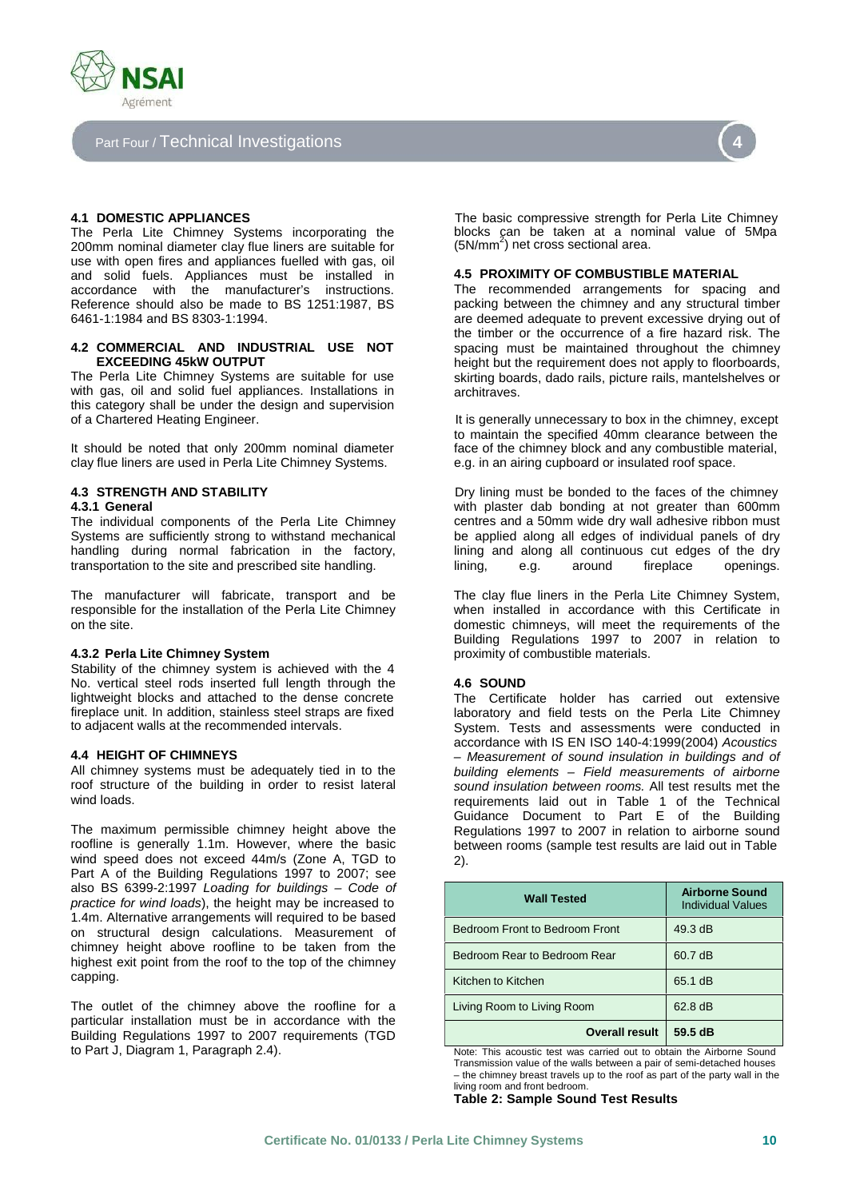# Part Four / Technical Investigations

### 4.1 DOMESTIC APPLIANCES

The Perla Lite Chimney Systems incorporating the 200mm nominal diameter clay flue liners are suitable for use with open fires and appliances fuelled with gas, oil and solid fuels. Appliances must be installed in accordance with the manufacturer's instructions. Reference should also be made to BS 1251:1987, BS 6461-1:1984 and BS 8303-1:1994.

### 4.2 COMMERCIAL AND INDUSTRIAL USE NOT EXCEEDING 45kW OUTPUT

The Perla Lite Chimney Systems are suitable for use with gas, oil and solid fuel appliances. Installations in this category shall be under the design and supervision of a Chartered Heating Engineer.

It should be noted that only 200mm nominal diameter clay flue liners are used in Perla Lite Chimney Systems.

### 4.3 STRENGTH AND STABILITY

#### 4.3.1 General

The individual components of the Perla Lite Chimney Systems are sufficiently strong to withstand mechanical handling during normal fabrication in the factory, transportation to the site and prescribed site handling.

The manufacturer will fabricate, transport and be responsible for the installation of the Perla Lite Chimney on the site.

#### 4.3.2 Perla Lite Chimney System

Stability of the chimney system is achieved with the 4 No. vertical steel rods inserted full length through the lightweight blocks and attached to the dense concrete fireplace unit. In addition, stainless steel straps are fixed to adjacent walls at the recommended intervals.

### 4.4 HEIGHT OF CHIMNEYS

All chimney systems must be adequately tied in to the roof structure of the building in order to resist lateral wind loads.

The maximum permissible chimney height above the roofline is generally 1.1m. However, where the basic wind speed does not exceed 44m/s (Zone A, TGD to Part A of the Building Regulations 1997 to 2007; see also BS 6399-2:1997 *Loading for buildings – Code of practice for wind loads*), the height may be increased to 1.4m. Alternative arrangements will required to be based on structural design calculations. Measurement of chimney height above roofline to be taken from the highest exit point from the roof to the top of the chimney capping.

The outlet of the chimney above the roofline for a particular installation must be in accordance with the Building Regulations 1997 to 2007 requirements (TGD to Part J, Diagram 1, Paragraph 2.4).

The basic compressive strength for Perla Lite Chimney blocks can be taken at a nominal value of 5Mpa ($5N/mm^2$) net cross sectional area.

### 4.5 PROXIMITY OF COMBUSTIBLE MATERIAL

The recommended arrangements for spacing and packing between the chimney and any structural timber are deemed adequate to prevent excessive drying out of the timber or the occurrence of a fire hazard risk. The spacing must be maintained throughout the chimney height but the requirement does not apply to floorboards, skirting boards, dado rails, picture rails, mantelshelves or architraves.

It is generally unnecessary to box in the chimney, except to maintain the specified 40mm clearance between the face of the chimney block and any combustible material, e.g. in an airing cupboard or insulated roof space.

Dry lining must be bonded to the faces of the chimney with plaster dab bonding at not greater than 600mm centres and a 50mm wide dry wall adhesive ribbon must be applied along all edges of individual panels of dry lining and along all continuous cut edges of the dry lining, e.g. around fireplace openings.

The clay flue liners in the Perla Lite Chimney System, when installed in accordance with this Certificate in domestic chimneys, will meet the requirements of the Building Regulations 1997 to 2007 in relation to proximity of combustible materials.

### 4.6 SOUND

The Certificate holder has carried out extensive laboratory and field tests on the Perla Lite Chimney System. Tests and assessments were conducted in accordance with IS EN ISO 140-4:1999(2004) *Acoustics – Measurement of sound insulation in buildings and of building elements – Field measurements of airborne sound insulation between rooms.* All test results met the requirements laid out in Table 1 of the Technical Guidance Document to Part E of the Building Regulations 1997 to 2007 in relation to airborne sound between rooms (sample test results are laid out in Table 2).

| Wall Tested | Airborne Sound Individual Values |
|---|---|
| Bedroom Front to Bedroom Front | 49.3 dB |
| Bedroom Rear to Bedroom Rear | 60.7 dB |
| Kitchen to Kitchen | 65.1 dB |
| Living Room to Living Room | 62.8 dB |
| **Overall result** | **59.5 dB** |

Note: This acoustic test was carried out to obtain the Airborne Sound Transmission value of the walls between a pair of semi-detached houses – the chimney breast travels up to the roof as part of the party wall in the living room and front bedroom.

**Table 2: Sample Sound Test Results**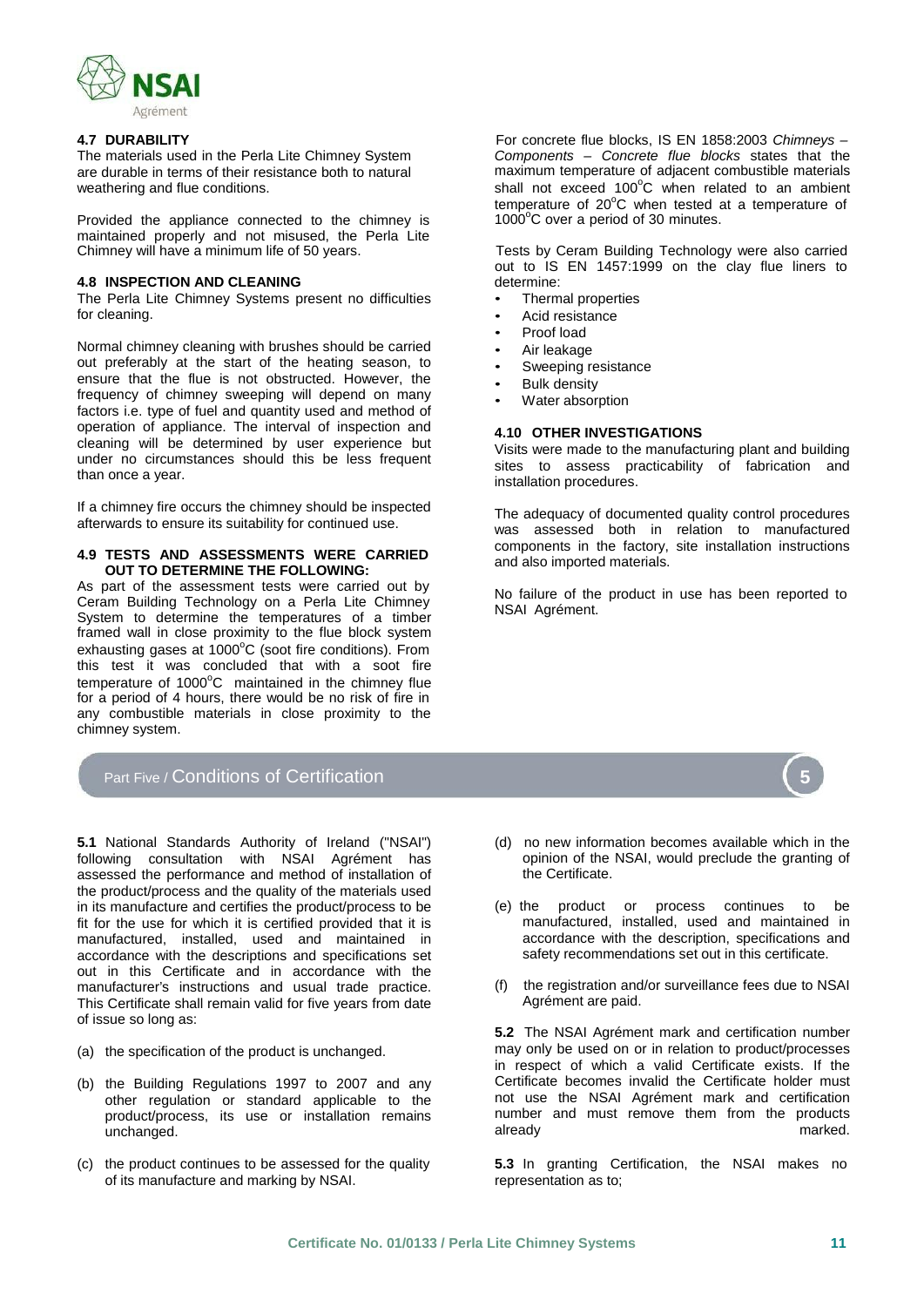### 4.7 DURABILITY

The materials used in the Perla Lite Chimney System are durable in terms of their resistance both to natural weathering and flue conditions.

Provided the appliance connected to the chimney is maintained properly and not misused, the Perla Lite Chimney will have a minimum life of 50 years.

### 4.8 INSPECTION AND CLEANING

The Perla Lite Chimney Systems present no difficulties for cleaning.

Normal chimney cleaning with brushes should be carried out preferably at the start of the heating season, to ensure that the flue is not obstructed. However, the frequency of chimney sweeping will depend on many factors i.e. type of fuel and quantity used and method of operation of appliance. The interval of inspection and cleaning will be determined by user experience but under no circumstances should this be less frequent than once a year.

If a chimney fire occurs the chimney should be inspected afterwards to ensure its suitability for continued use.

### 4.9 TESTS AND ASSESSMENTS WERE CARRIED OUT TO DETERMINE THE FOLLOWING:

As part of the assessment tests were carried out by Ceram Building Technology on a Perla Lite Chimney System to determine the temperatures of a timber framed wall in close proximity to the flue block system exhausting gases at 1000°C (soot fire conditions). From this test it was concluded that with a soot fire temperature of 1000°C maintained in the chimney flue for a period of 4 hours, there would be no risk of fire in any combustible materials in close proximity to the chimney system.

For concrete flue blocks, IS EN 1858:2003 *Chimneys – Components – Concrete flue blocks* states that the maximum temperature of adjacent combustible materials shall not exceed 100°C when related to an ambient temperature of 20°C when tested at a temperature of 1000°C over a period of 30 minutes.

Tests by Ceram Building Technology were also carried out to IS EN 1457:1999 on the clay flue liners to determine:

- Thermal properties
- Acid resistance
- Proof load
- Air leakage
- Sweeping resistance
- Bulk density
- Water absorption

### 4.10 OTHER INVESTIGATIONS

Visits were made to the manufacturing plant and building sites to assess practicability of fabrication and installation procedures.

The adequacy of documented quality control procedures was assessed both in relation to manufactured components in the factory, site installation instructions and also imported materials.

No failure of the product in use has been reported to NSAI Agrément.

## Part Five / Conditions of Certification

**5.1** National Standards Authority of Ireland ("NSAI") following consultation with NSAI Agrément has assessed the performance and method of installation of the product/process and the quality of the materials used in its manufacture and certifies the product/process to be fit for the use for which it is certified provided that it is manufactured, installed, used and maintained in accordance with the descriptions and specifications set out in this Certificate and in accordance with the manufacturer's instructions and usual trade practice. This Certificate shall remain valid for five years from date of issue so long as:

(a) the specification of the product is unchanged.

(b) the Building Regulations 1997 to 2007 and any other regulation or standard applicable to the product/process, its use or installation remains unchanged.

(c) the product continues to be assessed for the quality of its manufacture and marking by NSAI.

(d) no new information becomes available which in the opinion of the NSAI, would preclude the granting of the Certificate.

(e) the product or process continues to be manufactured, installed, used and maintained in accordance with the description, specifications and safety recommendations set out in this certificate.

(f) the registration and/or surveillance fees due to NSAI Agrément are paid.

**5.2** The NSAI Agrément mark and certification number may only be used on or in relation to product/processes in respect of which a valid Certificate exists. If the Certificate becomes invalid the Certificate holder must not use the NSAI Agrément mark and certification number and must remove them from the products already marked.

**5.3** In granting Certification, the NSAI makes no representation as to;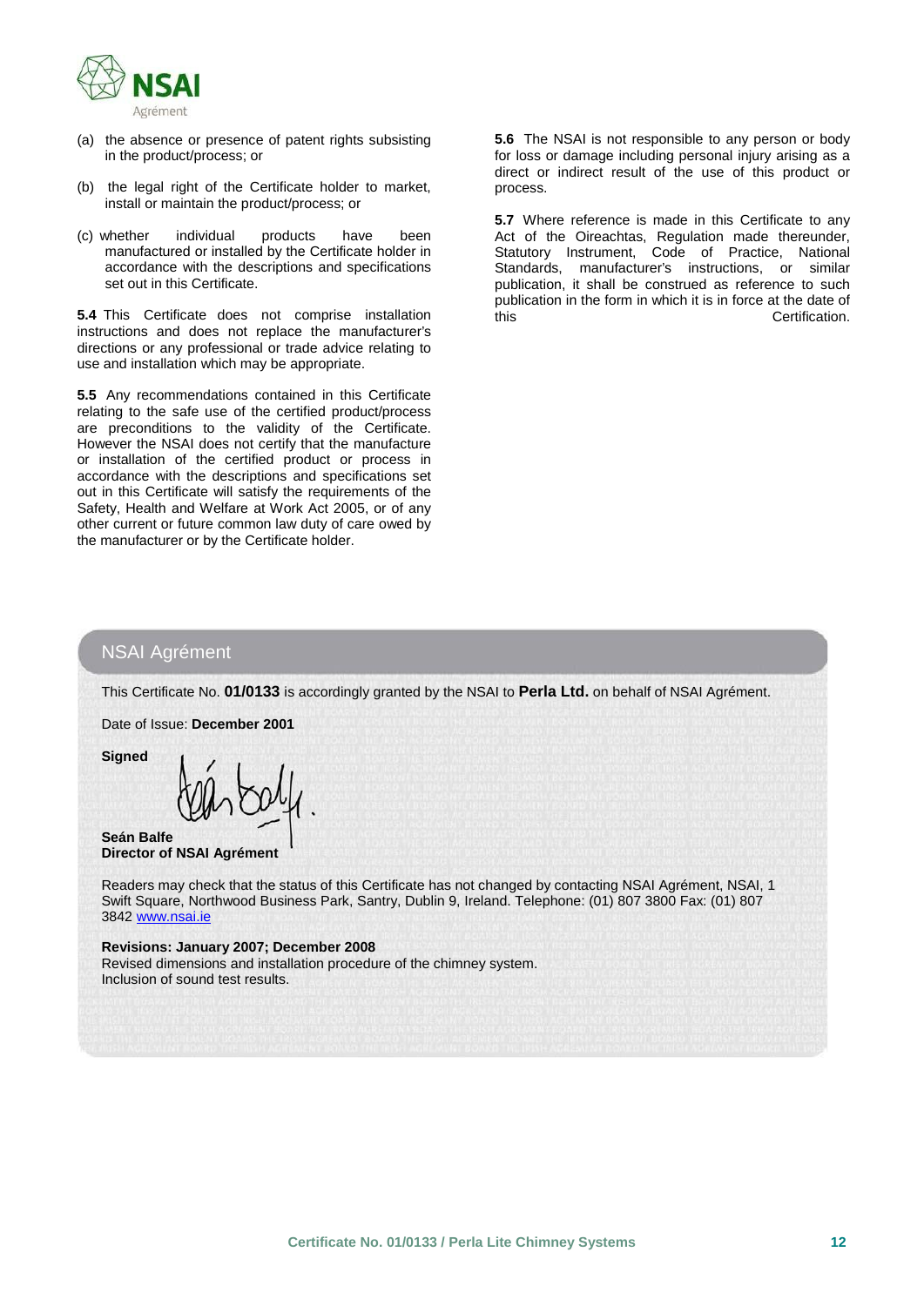(a) the absence or presence of patent rights subsisting in the product/process; or

(b) the legal right of the Certificate holder to market, install or maintain the product/process; or

(c) whether individual products have been manufactured or installed by the Certificate holder in accordance with the descriptions and specifications set out in this Certificate.

**5.4** This Certificate does not comprise installation instructions and does not replace the manufacturer's directions or any professional or trade advice relating to use and installation which may be appropriate.

**5.5** Any recommendations contained in this Certificate relating to the safe use of the certified product/process are preconditions to the validity of the Certificate. However the NSAI does not certify that the manufacture or installation of the certified product or process in accordance with the descriptions and specifications set out in this Certificate will satisfy the requirements of the Safety, Health and Welfare at Work Act 2005, or of any other current or future common law duty of care owed by the manufacturer or by the Certificate holder.

**5.6** The NSAI is not responsible to any person or body for loss or damage including personal injury arising as a direct or indirect result of the use of this product or process.

**5.7** Where reference is made in this Certificate to any Act of the Oireachtas, Regulation made thereunder, Statutory Instrument, Code of Practice, National Standards, manufacturer's instructions, or similar publication, it shall be construed as reference to such publication in the form in which it is in force at the date of this Certification.

## NSAI Agrément

This Certificate No. **01/0133** is accordingly granted by the NSAI to **Perla Ltd.** on behalf of NSAI Agrément.

Date of Issue: **December 2001**

**Signed**

**Seán Balfe**
**Director of NSAI Agrément**

Readers may check that the status of this Certificate has not changed by contacting NSAI Agrément, NSAI, 1 Swift Square, Northwood Business Park, Santry, Dublin 9, Ireland. Telephone: (01) 807 3800 Fax: (01) 807 3842 www.nsai.ie

**Revisions: January 2007; December 2008**
Revised dimensions and installation procedure of the chimney system.
Inclusion of sound test results.